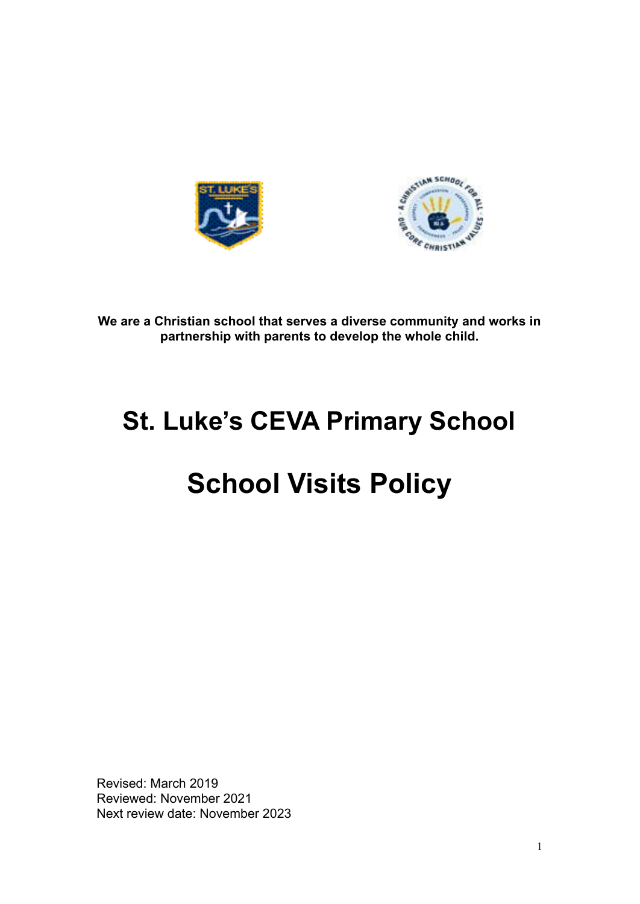**We are a Christian school that serves a diverse community and works in partnership with parents to develop the whole child.**

# St. Luke's CEVA Primary School

# School Visits Policy

Revised: March 2019
Reviewed: November 2021
Next review date: November 2023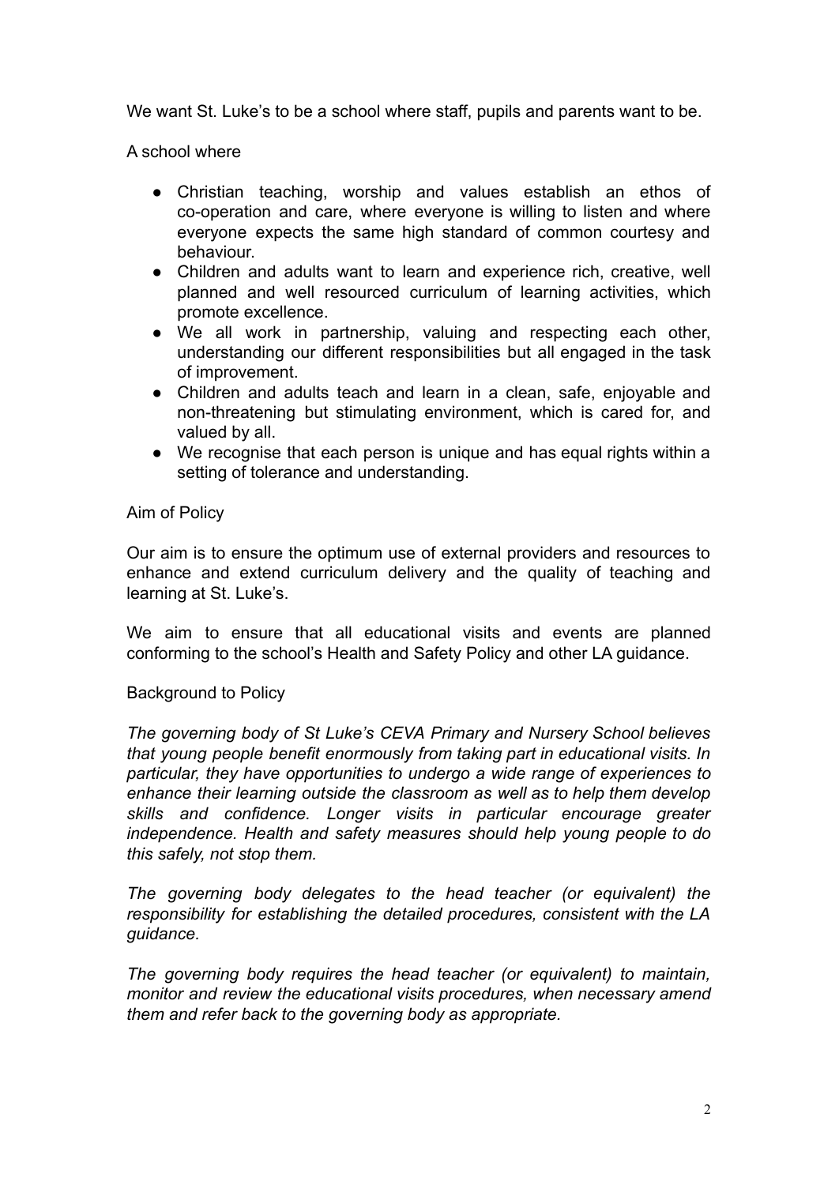We want St. Luke's to be a school where staff, pupils and parents want to be.

A school where

- Christian teaching, worship and values establish an ethos of co-operation and care, where everyone is willing to listen and where everyone expects the same high standard of common courtesy and behaviour.
- Children and adults want to learn and experience rich, creative, well planned and well resourced curriculum of learning activities, which promote excellence.
- We all work in partnership, valuing and respecting each other, understanding our different responsibilities but all engaged in the task of improvement.
- Children and adults teach and learn in a clean, safe, enjoyable and non-threatening but stimulating environment, which is cared for, and valued by all.
- We recognise that each person is unique and has equal rights within a setting of tolerance and understanding.

Aim of Policy

Our aim is to ensure the optimum use of external providers and resources to enhance and extend curriculum delivery and the quality of teaching and learning at St. Luke's.

We aim to ensure that all educational visits and events are planned conforming to the school's Health and Safety Policy and other LA guidance.

Background to Policy

*The governing body of St Luke's CEVA Primary and Nursery School believes that young people benefit enormously from taking part in educational visits. In particular, they have opportunities to undergo a wide range of experiences to enhance their learning outside the classroom as well as to help them develop skills and confidence. Longer visits in particular encourage greater independence. Health and safety measures should help young people to do this safely, not stop them.*

*The governing body delegates to the head teacher (or equivalent) the responsibility for establishing the detailed procedures, consistent with the LA guidance.*

*The governing body requires the head teacher (or equivalent) to maintain, monitor and review the educational visits procedures, when necessary amend them and refer back to the governing body as appropriate.*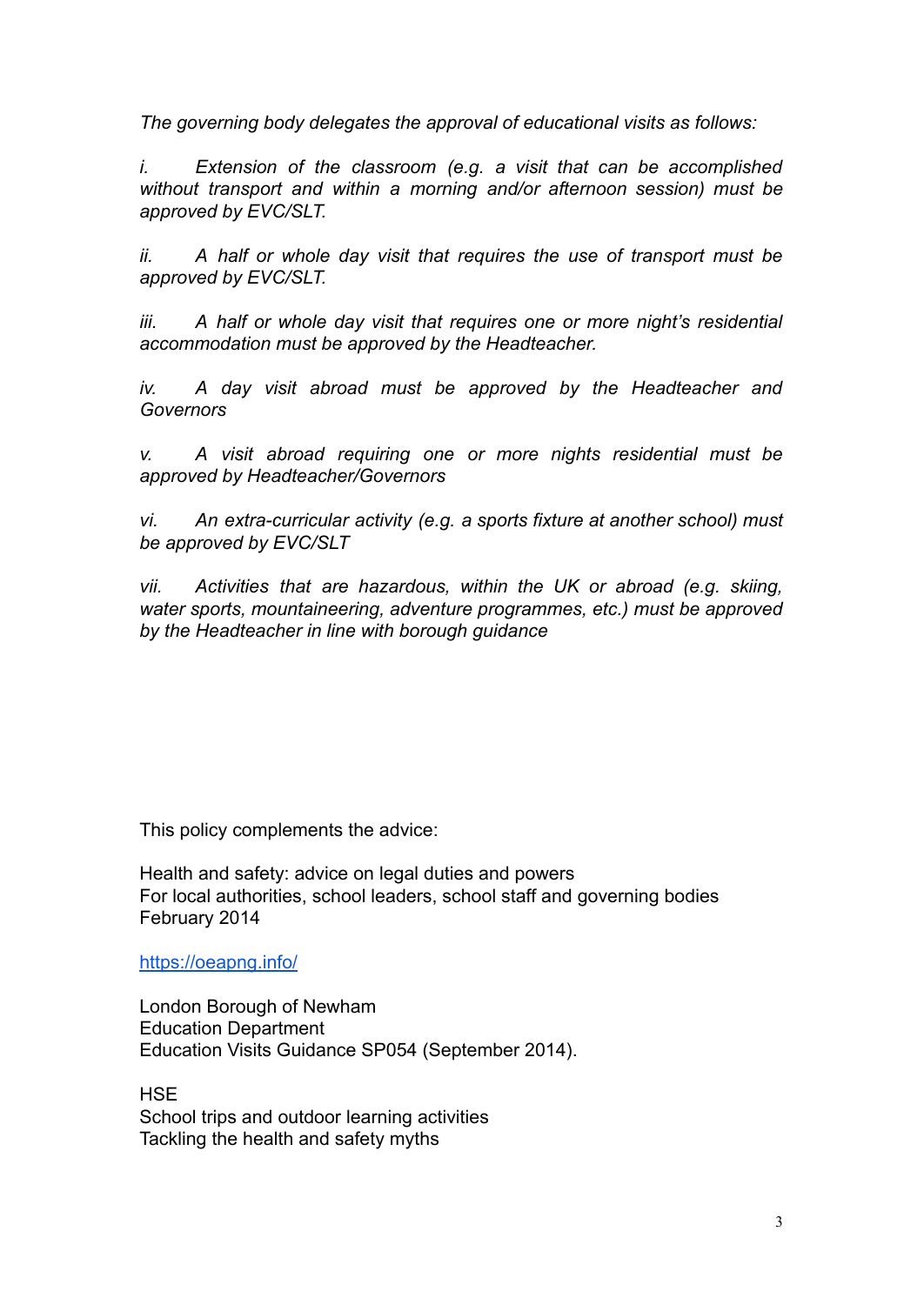*The governing body delegates the approval of educational visits as follows:*

*i. Extension of the classroom (e.g. a visit that can be accomplished without transport and within a morning and/or afternoon session) must be approved by EVC/SLT.*

*ii. A half or whole day visit that requires the use of transport must be approved by EVC/SLT.*

*iii. A half or whole day visit that requires one or more night's residential accommodation must be approved by the Headteacher.*

*iv. A day visit abroad must be approved by the Headteacher and Governors*

*v. A visit abroad requiring one or more nights residential must be approved by Headteacher/Governors*

*vi. An extra-curricular activity (e.g. a sports fixture at another school) must be approved by EVC/SLT*

*vii. Activities that are hazardous, within the UK or abroad (e.g. skiing, water sports, mountaineering, adventure programmes, etc.) must be approved by the Headteacher in line with borough guidance*

This policy complements the advice:

Health and safety: advice on legal duties and powers
For local authorities, school leaders, school staff and governing bodies
February 2014

[https://oeapng.info/](https://oeapng.info/)

London Borough of Newham
Education Department
Education Visits Guidance SP054 (September 2014).

HSE
School trips and outdoor learning activities
Tackling the health and safety myths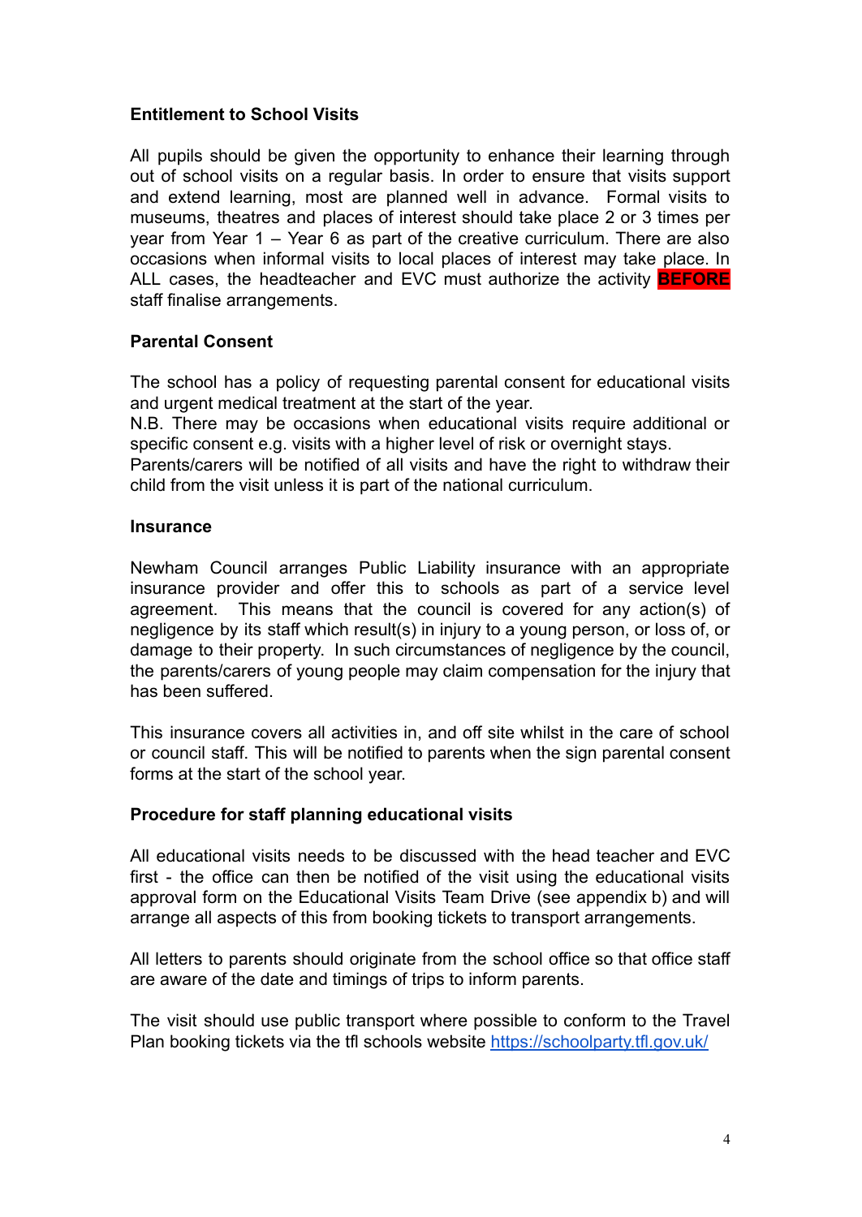**Entitlement to School Visits**

All pupils should be given the opportunity to enhance their learning through out of school visits on a regular basis. In order to ensure that visits support and extend learning, most are planned well in advance. Formal visits to museums, theatres and places of interest should take place 2 or 3 times per year from Year 1 – Year 6 as part of the creative curriculum. There are also occasions when informal visits to local places of interest may take place. In ALL cases, the headteacher and EVC must authorize the activity **BEFORE** staff finalise arrangements.

**Parental Consent**

The school has a policy of requesting parental consent for educational visits and urgent medical treatment at the start of the year.
N.B. There may be occasions when educational visits require additional or specific consent e.g. visits with a higher level of risk or overnight stays.
Parents/carers will be notified of all visits and have the right to withdraw their child from the visit unless it is part of the national curriculum.

**Insurance**

Newham Council arranges Public Liability insurance with an appropriate insurance provider and offer this to schools as part of a service level agreement. This means that the council is covered for any action(s) of negligence by its staff which result(s) in injury to a young person, or loss of, or damage to their property. In such circumstances of negligence by the council, the parents/carers of young people may claim compensation for the injury that has been suffered.

This insurance covers all activities in, and off site whilst in the care of school or council staff. This will be notified to parents when the sign parental consent forms at the start of the school year.

**Procedure for staff planning educational visits**

All educational visits needs to be discussed with the head teacher and EVC first - the office can then be notified of the visit using the educational visits approval form on the Educational Visits Team Drive (see appendix b) and will arrange all aspects of this from booking tickets to transport arrangements.

All letters to parents should originate from the school office so that office staff are aware of the date and timings of trips to inform parents.

The visit should use public transport where possible to conform to the Travel Plan booking tickets via the tfl schools website [https://schoolparty.tfl.gov.uk/](https://schoolparty.tfl.gov.uk/)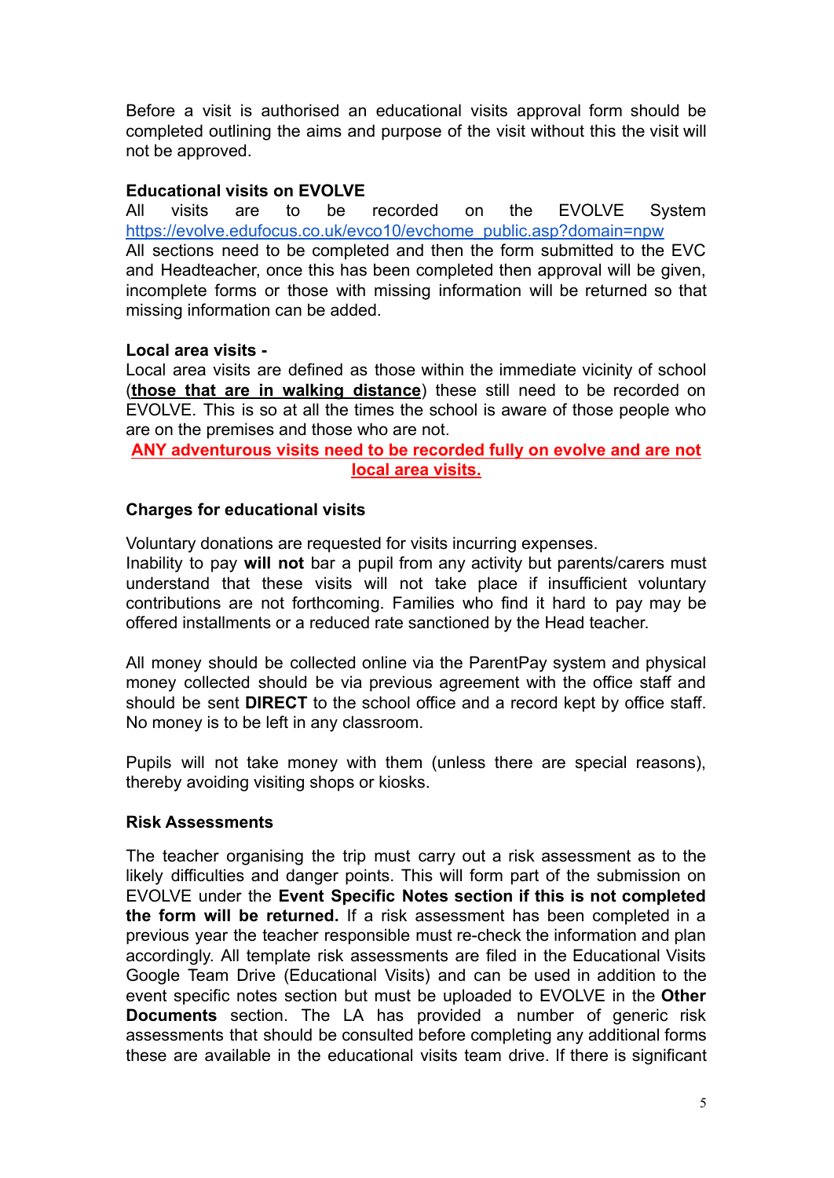Before a visit is authorised an educational visits approval form should be completed outlining the aims and purpose of the visit without this the visit will not be approved.

**Educational visits on EVOLVE**
All visits are to be recorded on the EVOLVE System [https://evolve.edufocus.co.uk/evco10/evchome_public.asp?domain=npw](https://evolve.edufocus.co.uk/evco10/evchome_public.asp?domain=npw)
All sections need to be completed and then the form submitted to the EVC and Headteacher, once this has been completed then approval will be given, incomplete forms or those with missing information will be returned so that missing information can be added.

**Local area visits -**
Local area visits are defined as those within the immediate vicinity of school (**<u>those that are in walking distance</u>**) these still need to be recorded on EVOLVE. This is so at all the times the school is aware of those people who are on the premises and those who are not.

**<u>ANY adventurous visits need to be recorded fully on evolve and are not local area visits.</u>**

**Charges for educational visits**

Voluntary donations are requested for visits incurring expenses.
Inability to pay **will not** bar a pupil from any activity but parents/carers must understand that these visits will not take place if insufficient voluntary contributions are not forthcoming. Families who find it hard to pay may be offered installments or a reduced rate sanctioned by the Head teacher.

All money should be collected online via the ParentPay system and physical money collected should be via previous agreement with the office staff and should be sent **DIRECT** to the school office and a record kept by office staff. No money is to be left in any classroom.

Pupils will not take money with them (unless there are special reasons), thereby avoiding visiting shops or kiosks.

**Risk Assessments**

The teacher organising the trip must carry out a risk assessment as to the likely difficulties and danger points. This will form part of the submission on EVOLVE under the **Event Specific Notes section if this is not completed the form will be returned.** If a risk assessment has been completed in a previous year the teacher responsible must re-check the information and plan accordingly. All template risk assessments are filed in the Educational Visits Google Team Drive (Educational Visits) and can be used in addition to the event specific notes section but must be uploaded to EVOLVE in the **Other Documents** section. The LA has provided a number of generic risk assessments that should be consulted before completing any additional forms these are available in the educational visits team drive. If there is significant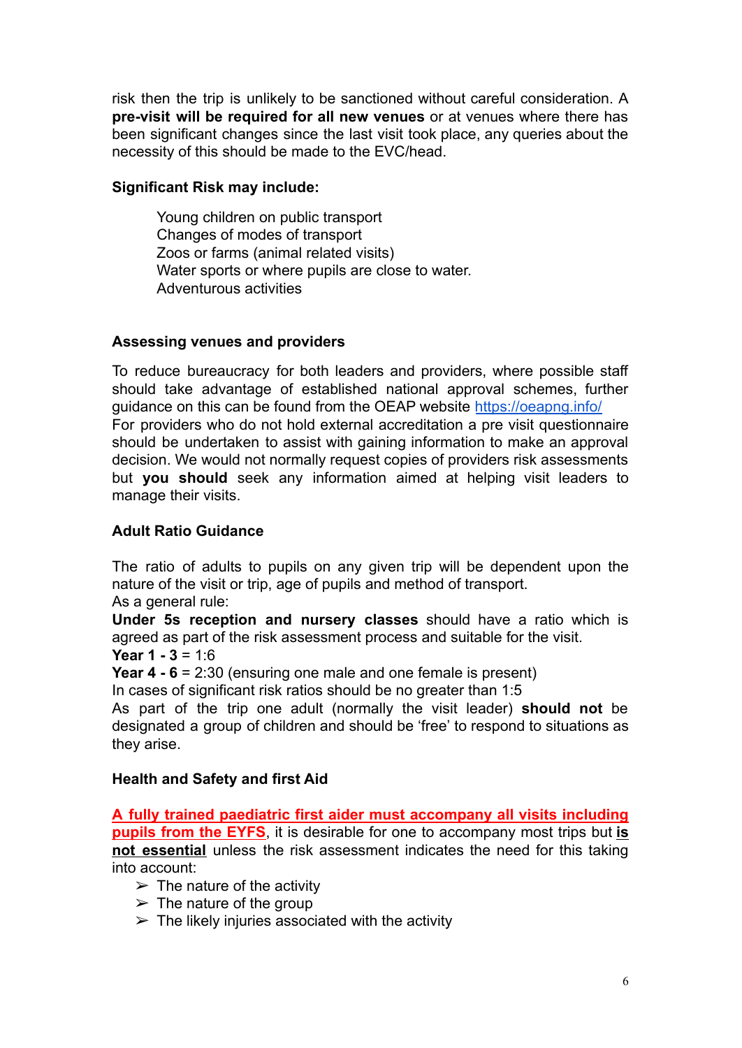risk then the trip is unlikely to be sanctioned without careful consideration. A **pre-visit will be required for all new venues** or at venues where there has been significant changes since the last visit took place, any queries about the necessity of this should be made to the EVC/head.

**Significant Risk may include:**

Young children on public transport
Changes of modes of transport
Zoos or farms (animal related visits)
Water sports or where pupils are close to water.
Adventurous activities

**Assessing venues and providers**

To reduce bureaucracy for both leaders and providers, where possible staff should take advantage of established national approval schemes, further guidance on this can be found from the OEAP website [https://oeapng.info/](https://oeapng.info/)
For providers who do not hold external accreditation a pre visit questionnaire should be undertaken to assist with gaining information to make an approval decision. We would not normally request copies of providers risk assessments but **you should** seek any information aimed at helping visit leaders to manage their visits.

**Adult Ratio Guidance**

The ratio of adults to pupils on any given trip will be dependent upon the nature of the visit or trip, age of pupils and method of transport.
As a general rule:
**Under 5s reception and nursery classes** should have a ratio which is agreed as part of the risk assessment process and suitable for the visit.
**Year 1 - 3** = 1:6
**Year 4 - 6** = 2:30 (ensuring one male and one female is present)
In cases of significant risk ratios should be no greater than 1:5
As part of the trip one adult (normally the visit leader) **should not** be designated a group of children and should be 'free' to respond to situations as they arise.

**Health and Safety and first Aid**

<u>A fully trained paediatric first aider must accompany all visits including pupils from the EYFS</u>, it is desirable for one to accompany most trips but **<u>is not essential</u>** unless the risk assessment indicates the need for this taking into account:

- The nature of the activity
- The nature of the group
- The likely injuries associated with the activity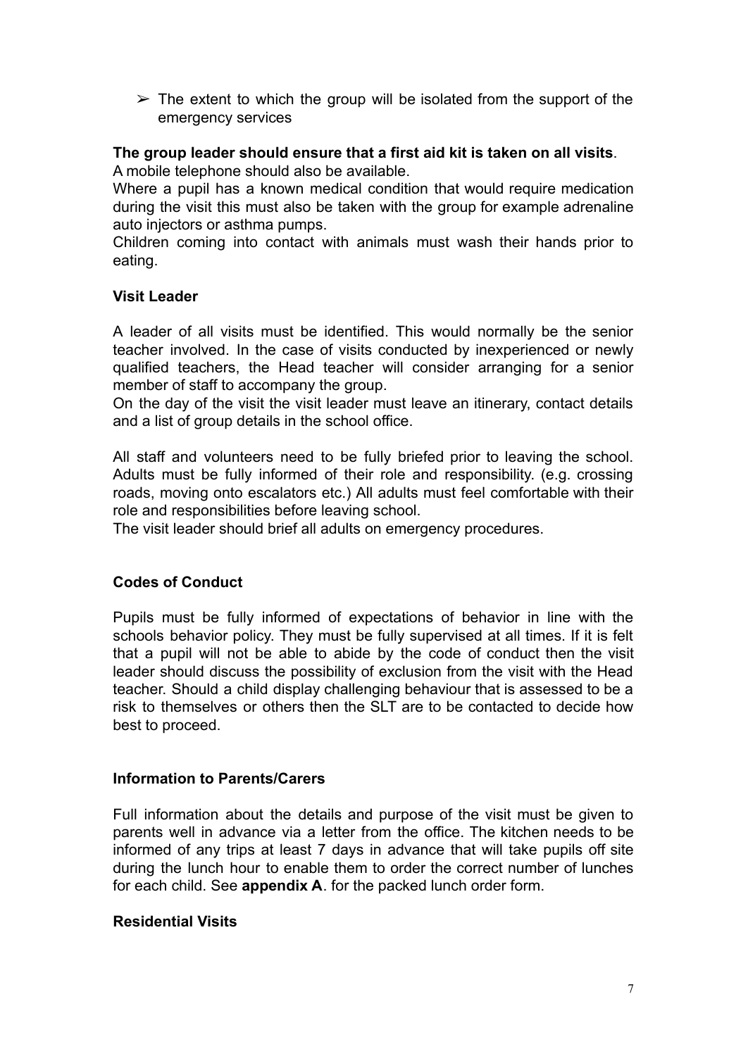- ➢ The extent to which the group will be isolated from the support of the emergency services

**The group leader should ensure that a first aid kit is taken on all visits**.
A mobile telephone should also be available.
Where a pupil has a known medical condition that would require medication during the visit this must also be taken with the group for example adrenaline auto injectors or asthma pumps.
Children coming into contact with animals must wash their hands prior to eating.

**Visit Leader**

A leader of all visits must be identified. This would normally be the senior teacher involved. In the case of visits conducted by inexperienced or newly qualified teachers, the Head teacher will consider arranging for a senior member of staff to accompany the group.
On the day of the visit the visit leader must leave an itinerary, contact details and a list of group details in the school office.

All staff and volunteers need to be fully briefed prior to leaving the school. Adults must be fully informed of their role and responsibility. (e.g. crossing roads, moving onto escalators etc.) All adults must feel comfortable with their role and responsibilities before leaving school.
The visit leader should brief all adults on emergency procedures.

**Codes of Conduct**

Pupils must be fully informed of expectations of behavior in line with the schools behavior policy. They must be fully supervised at all times. If it is felt that a pupil will not be able to abide by the code of conduct then the visit leader should discuss the possibility of exclusion from the visit with the Head teacher. Should a child display challenging behaviour that is assessed to be a risk to themselves or others then the SLT are to be contacted to decide how best to proceed.

**Information to Parents/Carers**

Full information about the details and purpose of the visit must be given to parents well in advance via a letter from the office. The kitchen needs to be informed of any trips at least 7 days in advance that will take pupils off site during the lunch hour to enable them to order the correct number of lunches for each child. See **appendix A**. for the packed lunch order form.

**Residential Visits**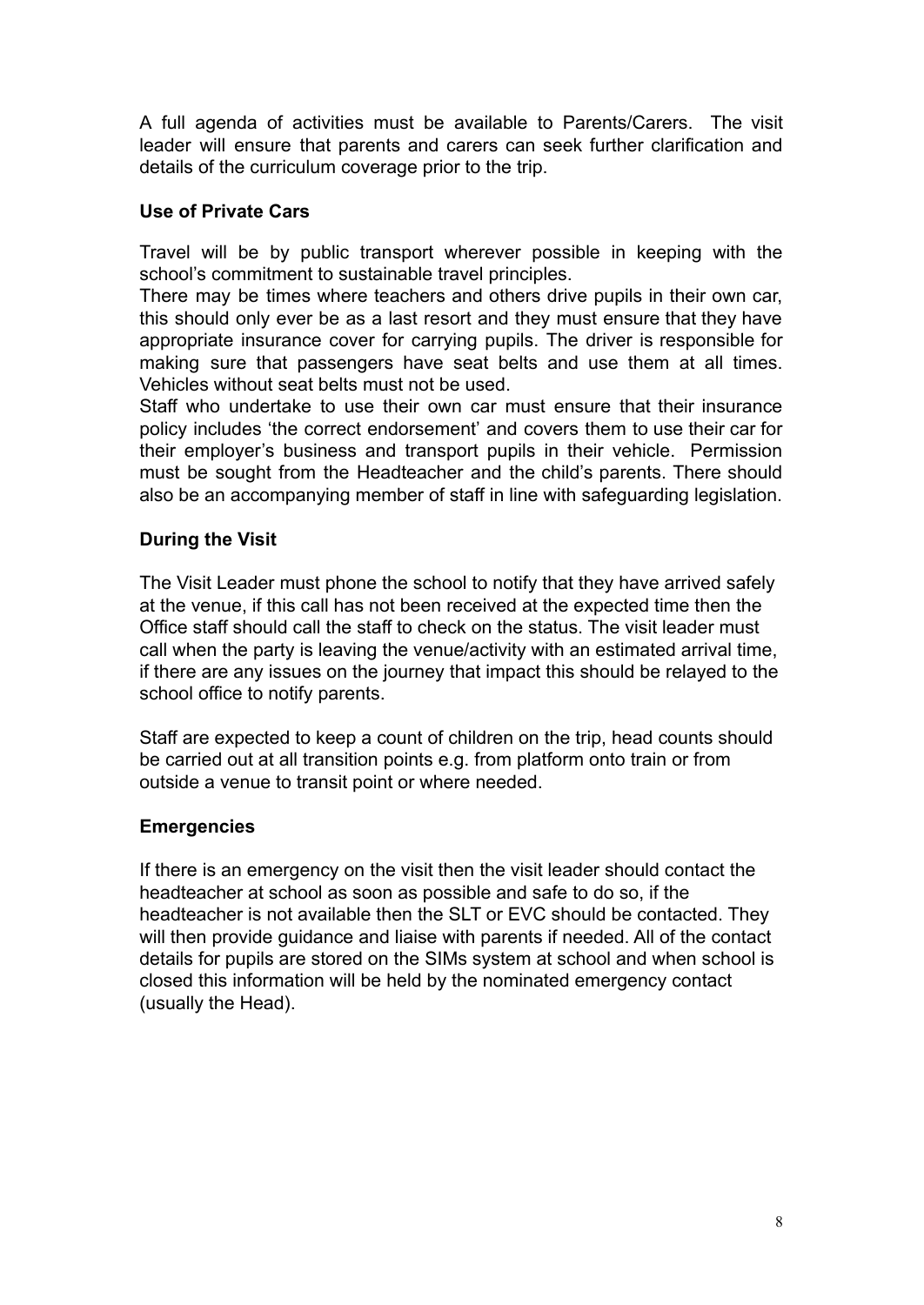A full agenda of activities must be available to Parents/Carers. The visit leader will ensure that parents and carers can seek further clarification and details of the curriculum coverage prior to the trip.

**Use of Private Cars**

Travel will be by public transport wherever possible in keeping with the school's commitment to sustainable travel principles.
There may be times where teachers and others drive pupils in their own car, this should only ever be as a last resort and they must ensure that they have appropriate insurance cover for carrying pupils. The driver is responsible for making sure that passengers have seat belts and use them at all times. Vehicles without seat belts must not be used.
Staff who undertake to use their own car must ensure that their insurance policy includes 'the correct endorsement' and covers them to use their car for their employer's business and transport pupils in their vehicle. Permission must be sought from the Headteacher and the child's parents. There should also be an accompanying member of staff in line with safeguarding legislation.

**During the Visit**

The Visit Leader must phone the school to notify that they have arrived safely at the venue, if this call has not been received at the expected time then the Office staff should call the staff to check on the status. The visit leader must call when the party is leaving the venue/activity with an estimated arrival time, if there are any issues on the journey that impact this should be relayed to the school office to notify parents.

Staff are expected to keep a count of children on the trip, head counts should be carried out at all transition points e.g. from platform onto train or from outside a venue to transit point or where needed.

**Emergencies**

If there is an emergency on the visit then the visit leader should contact the headteacher at school as soon as possible and safe to do so, if the headteacher is not available then the SLT or EVC should be contacted. They will then provide guidance and liaise with parents if needed. All of the contact details for pupils are stored on the SIMs system at school and when school is closed this information will be held by the nominated emergency contact (usually the Head).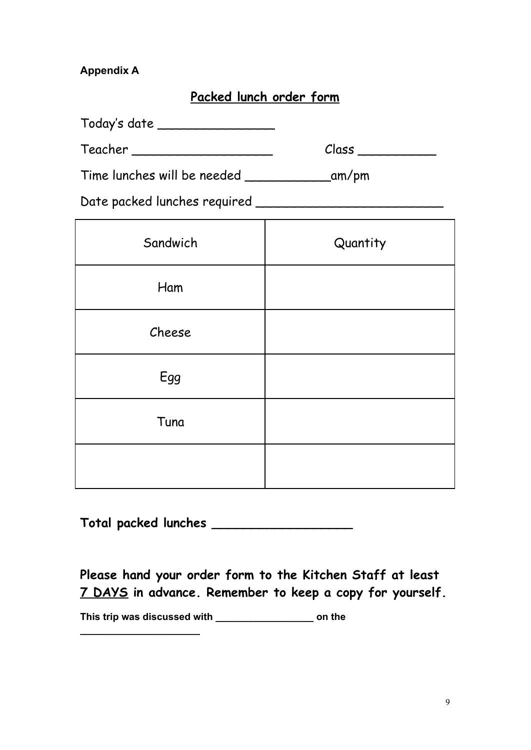**Appendix A**

## Packed lunch order form

Today's date ________________

Teacher ____________________ Class ___________

Time lunches will be needed ____________am/pm

Date packed lunches required __________________________

| Sandwich | Quantity |
|---|---|
| Ham | |
| Cheese | |
| Egg | |
| Tuna | |
| | |

**Total packed lunches ____________________**

**Please hand your order form to the Kitchen Staff at least 7 DAYS in advance. Remember to keep a copy for yourself.**

**This trip was discussed with __________________ on the ______________________**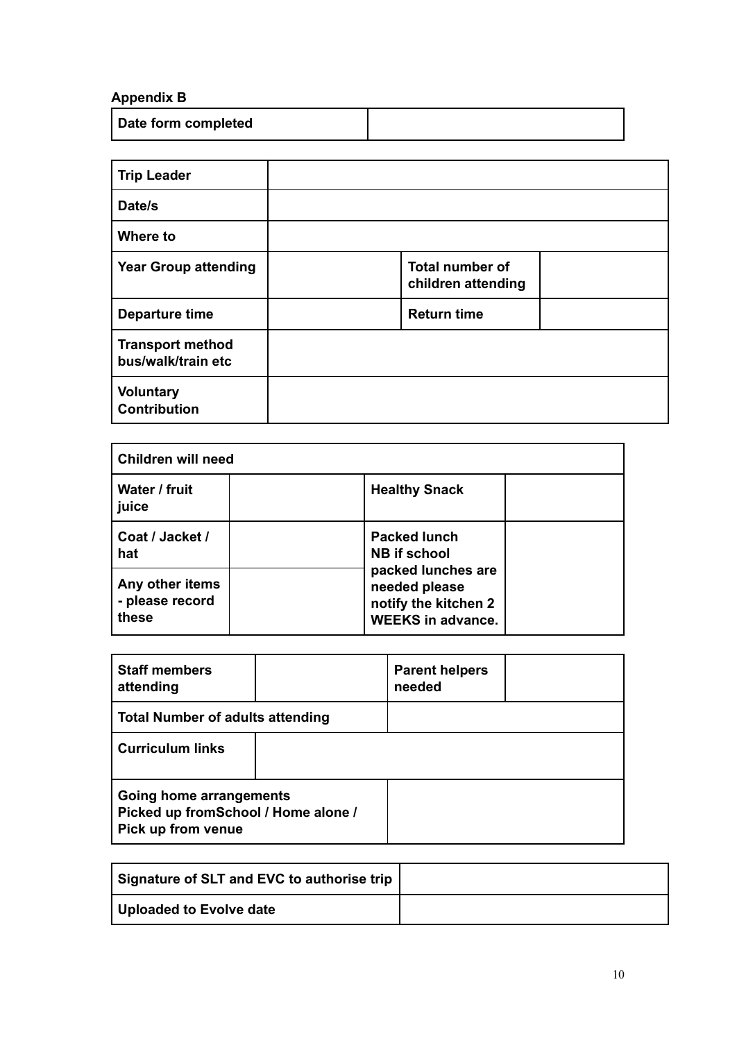**Appendix B**

| | |
|---|---|
| **Date form completed** | |

| | | | |
|---|---|---|---|
| **Trip Leader** | | | |
| **Date/s** | | | |
| **Where to** | | | |
| **Year Group attending** | | **Total number of children attending** | |
| **Departure time** | | **Return time** | |
| **Transport method bus/walk/train etc** | | | |
| **Voluntary Contribution** | | | |

| | | | |
|---|---|---|---|
| **Children will need** | | | |
| **Water / fruit juice** | | **Healthy Snack** | |
| **Coat / Jacket / hat** | | **Packed lunch NB if school packed lunches are needed please notify the kitchen 2 WEEKS in advance.** | |
| **Any other items - please record these** | | | |

| | | | |
|---|---|---|---|
| **Staff members attending** | | **Parent helpers needed** | |
| **Total Number of adults attending** | | | |
| **Curriculum links** | | | |
| **Going home arrangements Picked up fromSchool / Home alone / Pick up from venue** | | | |

| | |
|---|---|
| **Signature of SLT and EVC to authorise trip** | |
| **Uploaded to Evolve date** | |